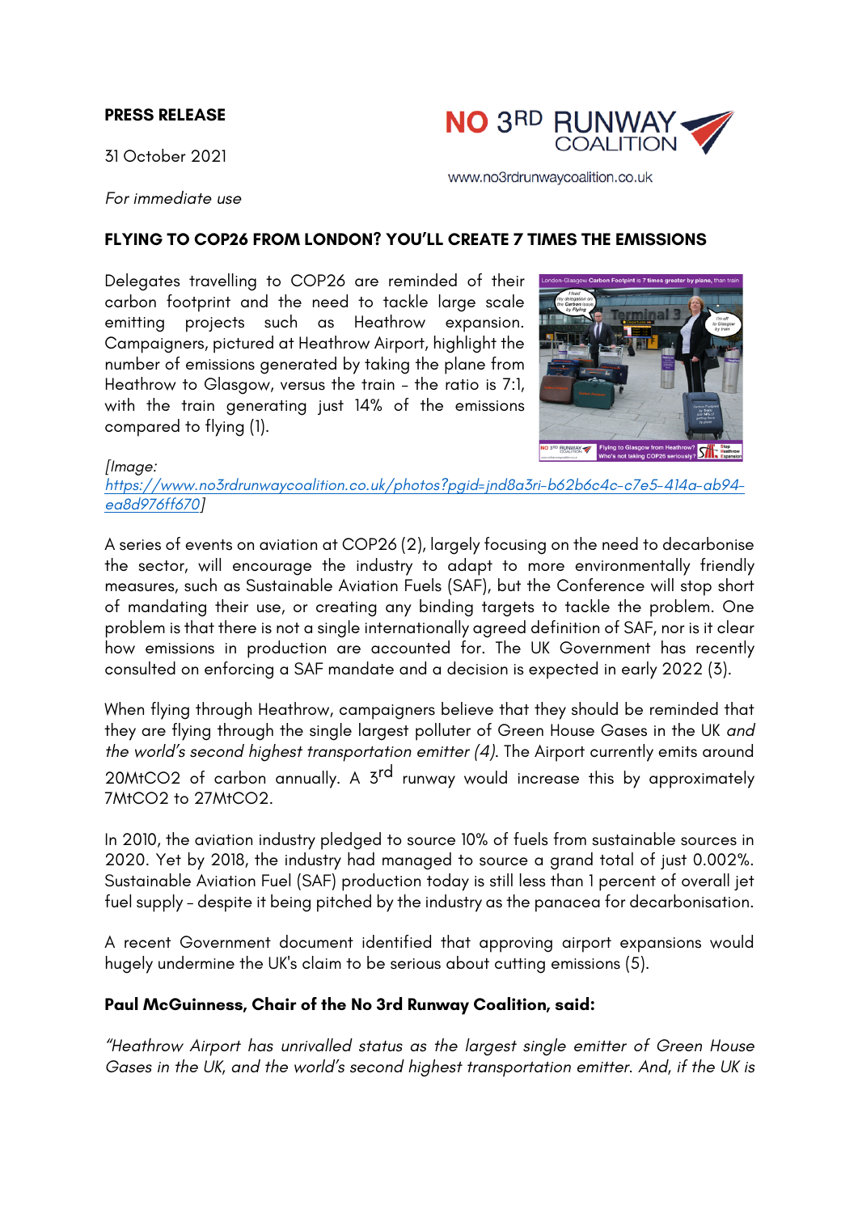**PRESS RELEASE**

31 October 2021

*For immediate use*

NO 3RD RUNWAY COALITION

www.no3rdrunwaycoalition.co.uk

## FLYING TO COP26 FROM LONDON? YOU'LL CREATE 7 TIMES THE EMISSIONS

Delegates travelling to COP26 are reminded of their carbon footprint and the need to tackle large scale emitting projects such as Heathrow expansion. Campaigners, pictured at Heathrow Airport, highlight the number of emissions generated by taking the plane from Heathrow to Glasgow, versus the train – the ratio is 7:1, with the train generating just 14% of the emissions compared to flying (1).

*[Image: [https://www.no3rdrunwaycoalition.co.uk/photos?pgid=jnd8a3ri-b62b6c4c-c7e5-414a-ab94-ea8d976ff670](https://www.no3rdrunwaycoalition.co.uk/photos?pgid=jnd8a3ri-b62b6c4c-c7e5-414a-ab94-ea8d976ff670)]*

A series of events on aviation at COP26 (2), largely focusing on the need to decarbonise the sector, will encourage the industry to adapt to more environmentally friendly measures, such as Sustainable Aviation Fuels (SAF), but the Conference will stop short of mandating their use, or creating any binding targets to tackle the problem. One problem is that there is not a single internationally agreed definition of SAF, nor is it clear how emissions in production are accounted for. The UK Government has recently consulted on enforcing a SAF mandate and a decision is expected in early 2022 (3).

When flying through Heathrow, campaigners believe that they should be reminded that they are flying through the single largest polluter of Green House Gases in the UK *and the world's second highest transportation emitter (4).* The Airport currently emits around 20MtCO2 of carbon annually. A 3rd runway would increase this by approximately 7MtCO2 to 27MtCO2.

In 2010, the aviation industry pledged to source 10% of fuels from sustainable sources in 2020. Yet by 2018, the industry had managed to source a grand total of just 0.002%. Sustainable Aviation Fuel (SAF) production today is still less than 1 percent of overall jet fuel supply – despite it being pitched by the industry as the panacea for decarbonisation.

A recent Government document identified that approving airport expansions would hugely undermine the UK's claim to be serious about cutting emissions (5).

**Paul McGuinness, Chair of the No 3rd Runway Coalition, said:**

*"Heathrow Airport has unrivalled status as the largest single emitter of Green House Gases in the UK, and the world's second highest transportation emitter. And, if the UK is*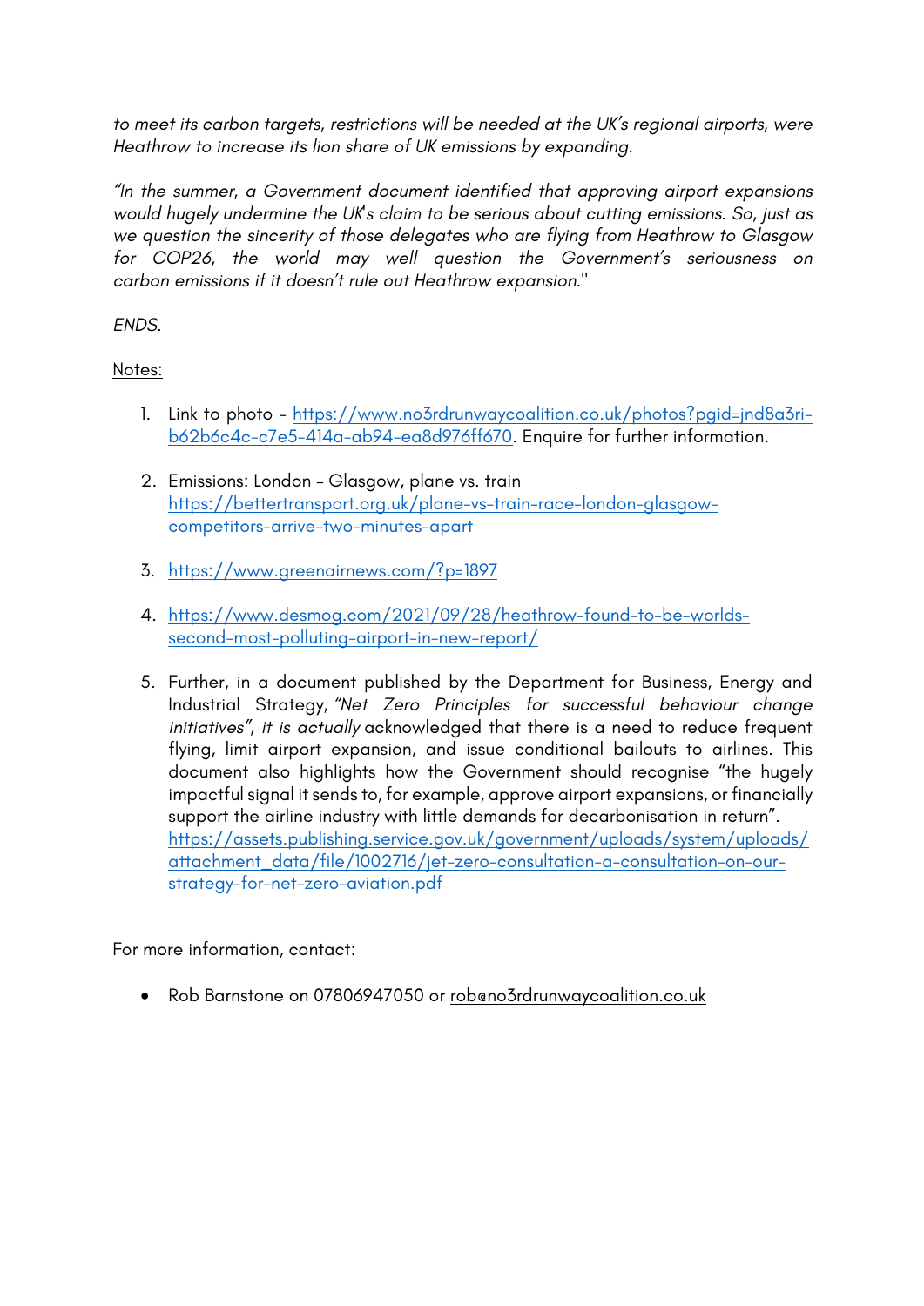*to meet its carbon targets, restrictions will be needed at the UK's regional airports, were Heathrow to increase its lion share of UK emissions by expanding.*

*"In the summer, a Government document identified that approving airport expansions would hugely undermine the UK's claim to be serious about cutting emissions. So, just as we question the sincerity of those delegates who are flying from Heathrow to Glasgow for COP26, the world may well question the Government's seriousness on carbon emissions if it doesn't rule out Heathrow expansion."*

*ENDS.*

Notes:

1. Link to photo – https://www.no3rdrunwaycoalition.co.uk/photos?pgid=jnd8a3ri-b62b6c4c-c7e5-414a-ab94-ea8d976ff670. Enquire for further information.

2. Emissions: London – Glasgow, plane vs. train https://bettertransport.org.uk/plane-vs-train-race-london-glasgow-competitors-arrive-two-minutes-apart

3. https://www.greenairnews.com/?p=1897

4. https://www.desmog.com/2021/09/28/heathrow-found-to-be-worlds-second-most-polluting-airport-in-new-report/

5. Further, in a document published by the Department for Business, Energy and Industrial Strategy, *"Net Zero Principles for successful behaviour change initiatives", it is actually* acknowledged that there is a need to reduce frequent flying, limit airport expansion, and issue conditional bailouts to airlines. This document also highlights how the Government should recognise "the hugely impactful signal it sends to, for example, approve airport expansions, or financially support the airline industry with little demands for decarbonisation in return". https://assets.publishing.service.gov.uk/government/uploads/system/uploads/attachment_data/file/1002716/jet-zero-consultation-a-consultation-on-our-strategy-for-net-zero-aviation.pdf

For more information, contact:

- Rob Barnstone on 07806947050 or rob@no3rdrunwaycoalition.co.uk